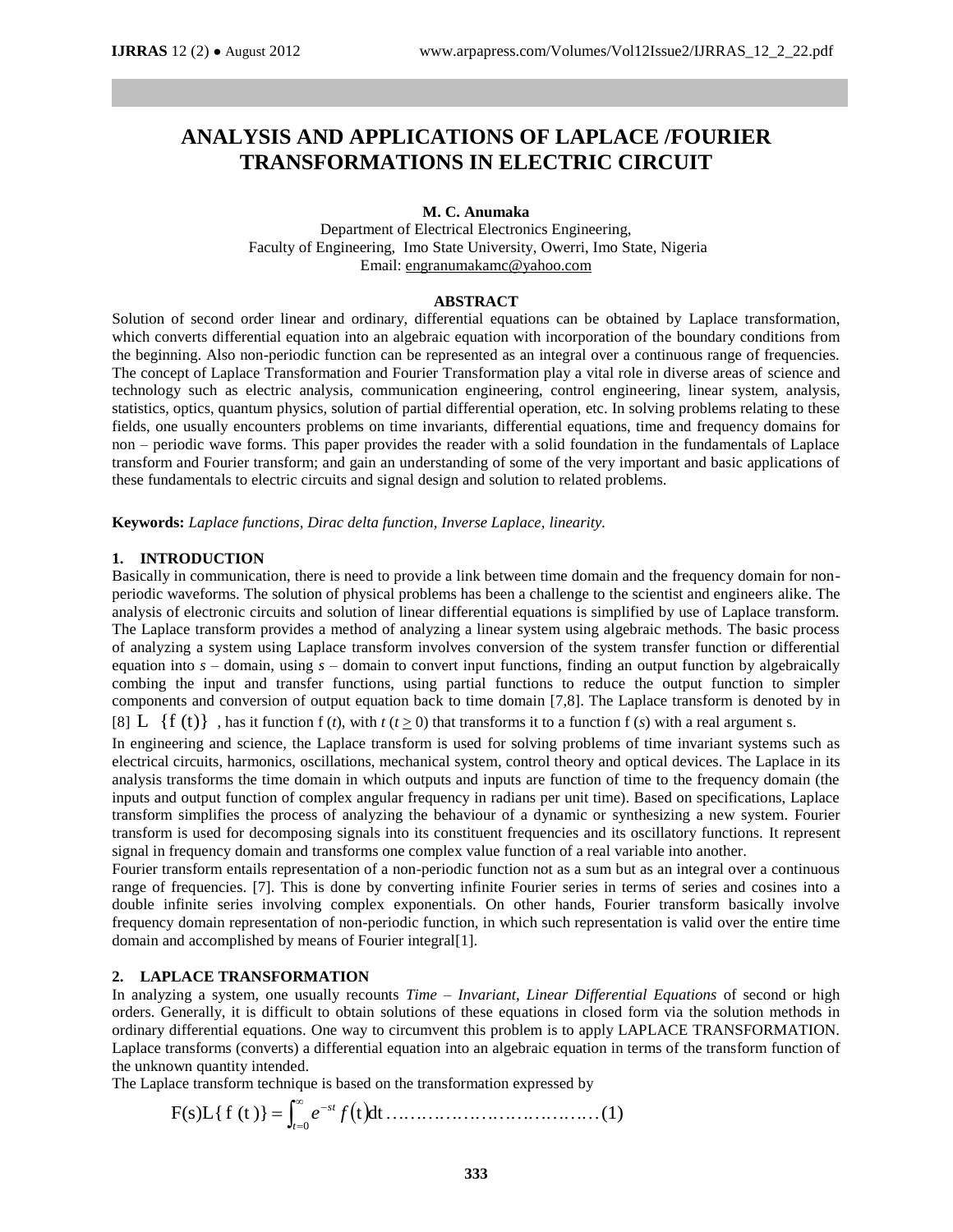# ANALYSIS AND APPLICATIONS OF LAPLACE /FOURIER TRANSFORMATIONS IN ELECTRIC CIRCUIT

**M. C. Anumaka**

Department of Electrical Electronics Engineering,
Faculty of Engineering, Imo State University, Owerri, Imo State, Nigeria
Email: engranumakamc@yahoo.com

## ABSTRACT

Solution of second order linear and ordinary, differential equations can be obtained by Laplace transformation, which converts differential equation into an algebraic equation with incorporation of the boundary conditions from the beginning. Also non-periodic function can be represented as an integral over a continuous range of frequencies. The concept of Laplace Transformation and Fourier Transformation play a vital role in diverse areas of science and technology such as electric analysis, communication engineering, control engineering, linear system, analysis, statistics, optics, quantum physics, solution of partial differential operation, etc. In solving problems relating to these fields, one usually encounters problems on time invariants, differential equations, time and frequency domains for non – periodic wave forms. This paper provides the reader with a solid foundation in the fundamentals of Laplace transform and Fourier transform; and gain an understanding of some of the very important and basic applications of these fundamentals to electric circuits and signal design and solution to related problems.

**Keywords:** *Laplace functions, Dirac delta function, Inverse Laplace, linearity.*

## 1. INTRODUCTION

Basically in communication, there is need to provide a link between time domain and the frequency domain for non-periodic waveforms. The solution of physical problems has been a challenge to the scientist and engineers alike. The analysis of electronic circuits and solution of linear differential equations is simplified by use of Laplace transform. The Laplace transform provides a method of analyzing a linear system using algebraic methods. The basic process of analyzing a system using Laplace transform involves conversion of the system transfer function or differential equation into *s* – domain, using *s* – domain to convert input functions, finding an output function by algebraically combing the input and transfer functions, using partial functions to reduce the output function to simpler components and conversion of output equation back to time domain [7,8]. The Laplace transform is denoted by in [8] $\mathrm{L}\ \{f(t)\}$ , has it function f ($t$), with $t$ ($t \geq 0$) that transforms it to a function f ($s$) with a real argument s.

In engineering and science, the Laplace transform is used for solving problems of time invariant systems such as electrical circuits, harmonics, oscillations, mechanical system, control theory and optical devices. The Laplace in its analysis transforms the time domain in which outputs and inputs are function of time to the frequency domain (the inputs and output function of complex angular frequency in radians per unit time). Based on specifications, Laplace transform simplifies the process of analyzing the behaviour of a dynamic or synthesizing a new system. Fourier transform is used for decomposing signals into its constituent frequencies and its oscillatory functions. It represent signal in frequency domain and transforms one complex value function of a real variable into another.

Fourier transform entails representation of a non-periodic function not as a sum but as an integral over a continuous range of frequencies. [7]. This is done by converting infinite Fourier series in terms of series and cosines into a double infinite series involving complex exponentials. On other hands, Fourier transform basically involve frequency domain representation of non-periodic function, in which such representation is valid over the entire time domain and accomplished by means of Fourier integral[1].

## 2. LAPLACE TRANSFORMATION

In analyzing a system, one usually recounts *Time – Invariant, Linear Differential Equations* of second or high orders. Generally, it is difficult to obtain solutions of these equations in closed form via the solution methods in ordinary differential equations. One way to circumvent this problem is to apply LAPLACE TRANSFORMATION. Laplace transforms (converts) a differential equation into an algebraic equation in terms of the transform function of the unknown quantity intended.

The Laplace transform technique is based on the transformation expressed by

$$\mathrm{F(s)L\{\,f\,(t\,)\}} = \int_{t=0}^{\infty} e^{-st} f(\mathrm{t})\mathrm{dt} \ldots\ldots\ldots\ldots\ldots\ldots\ldots\ldots\ldots\ldots\ldots (1)$$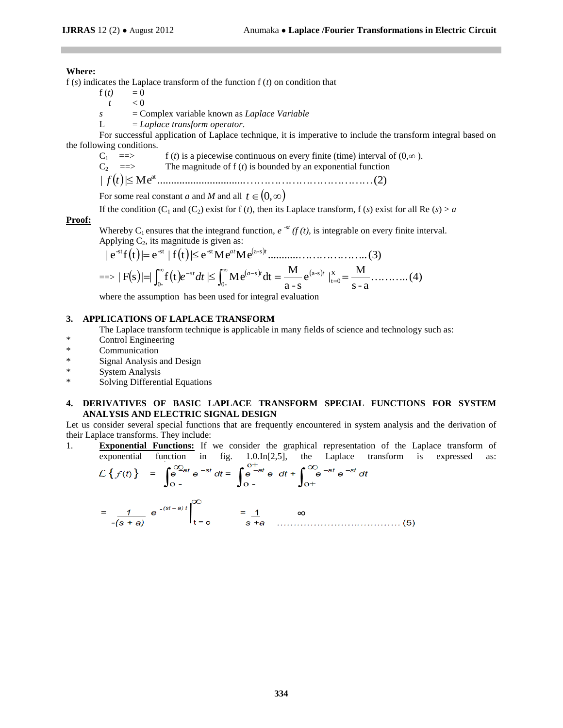**Where:**

f ($s$) indicates the Laplace transform of the function f ($t$) on condition that

f ($t$) = 0

$t$ < 0

$s$ = Complex variable known as *Laplace Variable*

L = *Laplace transform operator*.

For successful application of Laplace technique, it is imperative to include the transform integral based on the following conditions.

$C_1$ ==> f ($t$) is a piecewise continuous on every finite (time) interval of $(0,\infty)$.

$C_2$ ==> The magnitude of f ($t$) is bounded by an exponential function

$$|f(t)| \leq Me^{at} \quad \text{..........................................(2)}$$

For some real constant $a$ and $M$ and all $t \in (0,\infty)$

If the condition ($C_1$ and $C_2$) exist for f ($t$), then its Laplace transform, f ($s$) exist for all Re ($s$) > $a$

**Proof:**

Whereby $C_1$ ensures that the integrand function, $e^{-st}(f(t))$, is integrable on every finite interval.

Applying $C_2$, its magnitude is given as:

$$|e^{-st}f(t)| = e^{-st}|f(t)| \leq e^{-st}Me^{at}Me^{(a-s)t} \quad \text{.............................(3)}$$

$$\text{==>} \; |F(s)| = |\int_{0-}^{\infty} f(t)e^{-st}dt| \leq \int_{0-}^{\infty} Me^{(a-s)t}dt = \frac{M}{a-s}e^{(a-s)t}|_{t=0}^{X} = \frac{M}{s-a} \quad \text{..........(4)}$$

where the assumption has been used for integral evaluation

## 3. APPLICATIONS OF LAPLACE TRANSFORM

The Laplace transform technique is applicable in many fields of science and technology such as:

* Control Engineering
* Communication
* Signal Analysis and Design
* System Analysis
* Solving Differential Equations

## 4. DERIVATIVES OF BASIC LAPLACE TRANSFORM SPECIAL FUNCTIONS FOR SYSTEM ANALYSIS AND ELECTRIC SIGNAL DESIGN

Let us consider several special functions that are frequently encountered in system analysis and the derivation of their Laplace transforms. They include:

1. **Exponential Functions:** If we consider the graphical representation of the Laplace transform of exponential function in fig. 1.0.In[2,5], the Laplace transform is expressed as:

$$\mathcal{L}\{f(t)\} = \int_{0-}^{\infty} e^{-at}e^{-st}dt = \int_{0-}^{0+} e^{-at}e\;dt + \int_{0+}^{\infty} e^{-at}e^{-st}dt$$

$$= \frac{1}{-(s+a)}e^{-(st-a)t}\Big|_{t=0}^{\infty} = \frac{1}{s+a} \quad \infty \quad \text{....................................(5)}$$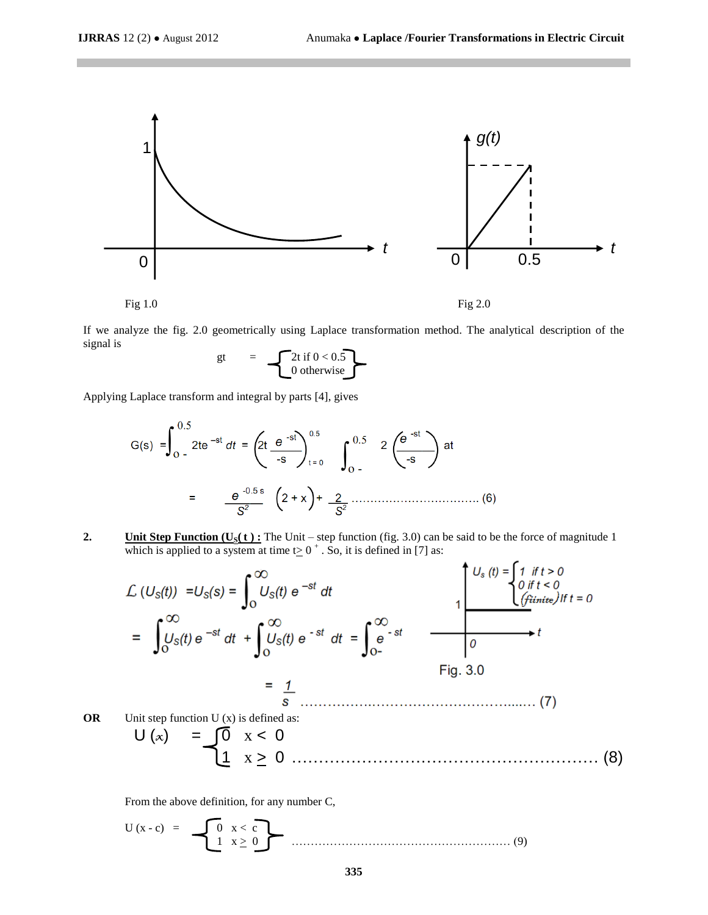Fig 1.0

Fig 2.0

If we analyze the fig. 2.0 geometrically using Laplace transformation method. The analytical description of the signal is

$$gt = \begin{cases} 2t \text{ if } 0 < 0.5 \\ 0 \text{ otherwise} \end{cases}$$

Applying Laplace transform and integral by parts [4], gives

$$G(s) = \int_{0-}^{0.5} 2te^{-st}\,dt = \left(2t\,\frac{e^{-st}}{-s}\right)_{t=0}^{0.5} \int_{0-}^{0.5} 2\left(\frac{e^{-st}}{-s}\right) at$$

$$= \frac{e^{-0.5s}}{S^2}\left(2 + x\right) + \frac{2}{S^2} \quad \ldots\ldots\ldots\ldots\ldots\ldots\ldots\ldots\ldots\ldots (6)$$

**2.** **Unit Step Function ($U_S(t)$) :** The Unit – step function (fig. 3.0) can be said to be the force of magnitude 1 which is applied to a system at time $t \geq 0^+$. So, it is defined in [7] as:

$$\mathcal{L}\,(U_S(t)) = U_S(s) = \int_0^\infty U_S(t)\,e^{-st}\,dt$$

$$= \int_0^\infty U_S(t)\,e^{-st}\,dt + \int_0^\infty U_S(t)\,e^{-st}\,dt = \int_{0-}^\infty e^{-st}$$

$$= \frac{1}{s} \quad \ldots\ldots\ldots\ldots\ldots\ldots\ldots\ldots\ldots\ldots\ldots\ldots\ldots\ldots (7)$$

$$U_s(t) = \begin{cases} 1 & \text{if } t > 0 \\ 0 & \text{if } t < 0 \\ (\text{finite}) & \text{If } t = 0 \end{cases}$$

Fig. 3.0

**OR** Unit step function U (x) is defined as:

$$U(x) = \begin{cases} 0 & x < 0 \\ 1 & x \geq 0 \end{cases} \quad \ldots\ldots\ldots\ldots\ldots\ldots\ldots\ldots\ldots\ldots\ldots\ldots\ldots\ldots (8)$$

From the above definition, for any number C,

$$U(x - c) = \begin{cases} 0 & x < c \\ 1 & x \geq 0 \end{cases} \quad \ldots\ldots\ldots\ldots\ldots\ldots\ldots\ldots\ldots\ldots\ldots\ldots\ldots\ldots (9)$$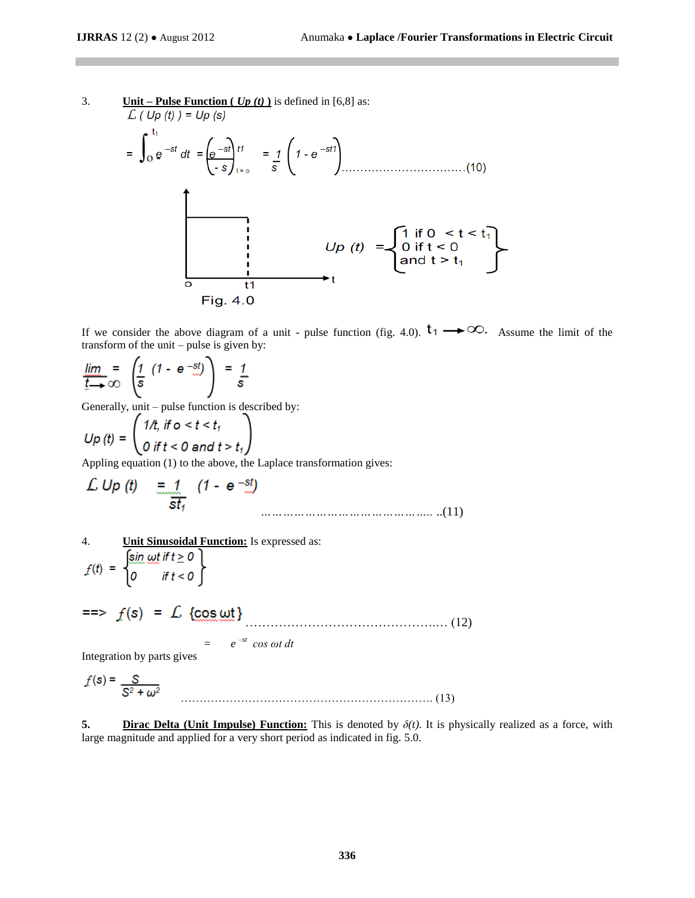3. **Unit – Pulse Function ( *Up (t)* )** is defined in [6,8] as:

$$\mathcal{L} ( Up (t) ) = Up (s)$$

$$= \int_{0}^{t_1} e^{-st} dt = \left( \frac{e^{-st}}{-s} \right)_{t=0}^{t1} = \frac{1}{s} \left( 1 - e^{-st1} \right) \quad \text{.................................(10)}$$

$$Up (t) = \begin{cases} 1 \text{ if } 0 < t < t_1 \\ 0 \text{ if } t < 0 \\ \text{and } t > t_1 \end{cases}$$

Fig. 4.0

If we consider the above diagram of a unit - pulse function (fig. 4.0). $t_1 \longrightarrow \infty$. Assume the limit of the transform of the unit – pulse is given by:

$$\lim_{t \to \infty} = \left( \frac{1}{s} (1 - e^{-st}) \right) = \frac{1}{s}$$

Generally, unit – pulse function is described by:

$$Up (t) = \begin{pmatrix} 1/t, \text{ if } o < t < t_1 \\ 0 \text{ if } t < 0 \text{ and } t > t_1 \end{pmatrix}$$

Appling equation (1) to the above, the Laplace transformation gives:

$$\mathcal{L}\, Up (t) = \frac{1}{st_1} (1 - e^{-st}) \quad \text{………………………………………….. ..(11)}$$

4. **Unit Sinusoidal Function:** Is expressed as:

$$f(t) = \begin{Bmatrix} \sin \omega t \text{ if } t \geq 0 \\ 0 \quad\quad \text{if } t < 0 \end{Bmatrix}$$

$$\Longrightarrow f(s) = \mathcal{L} \{\cos \omega t\} \quad \text{…………………………………………..… (12)}$$

$$= \quad e^{-st} \cos \omega t \, dt$$

Integration by parts gives

$$f(s) = \frac{S}{S^2 + \omega^2} \quad \text{…………………………………………………………. (13)}$$

5. **Dirac Delta (Unit Impulse) Function:** This is denoted by $\delta(t)$. It is physically realized as a force, with large magnitude and applied for a very short period as indicated in fig. 5.0.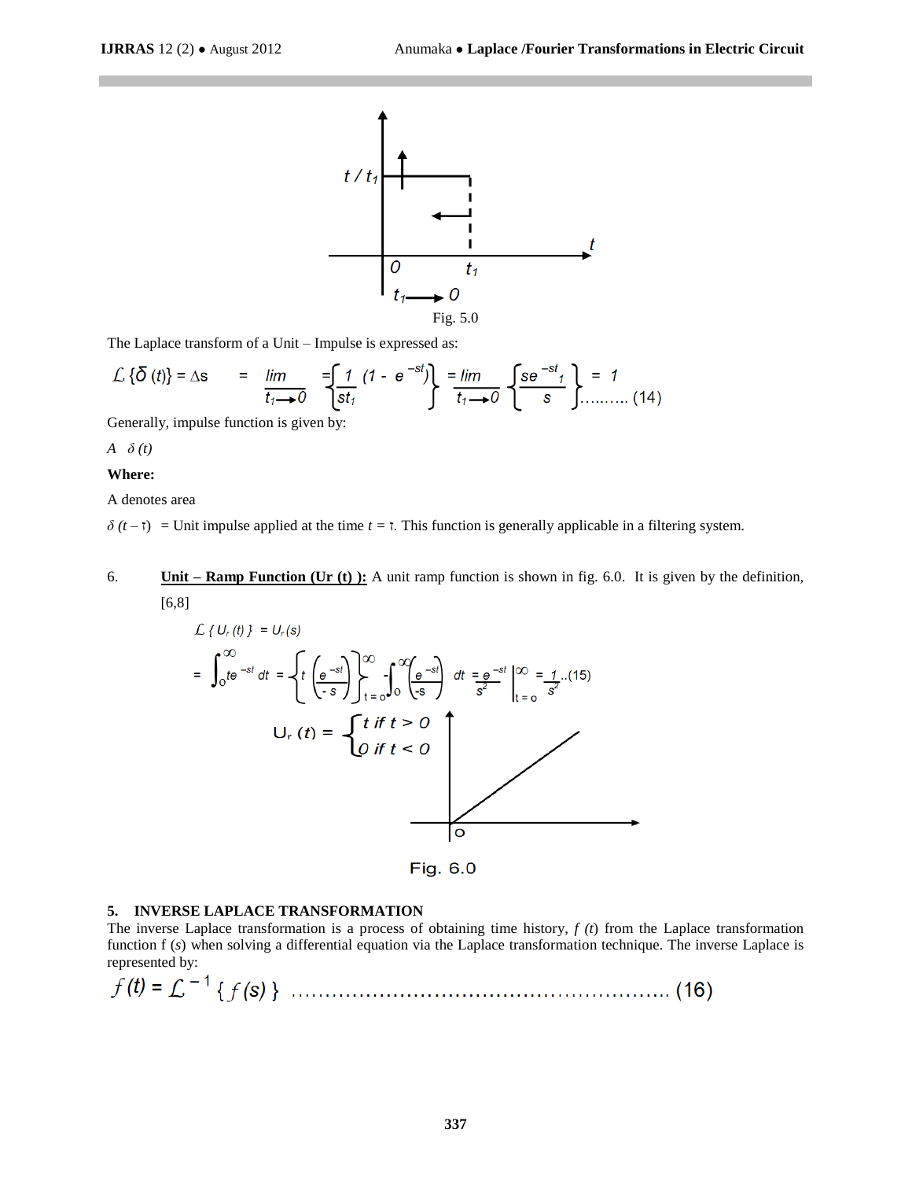Fig. 5.0

The Laplace transform of a Unit – Impulse is expressed as:

$$\mathcal{L}\{\delta(t)\} = \Delta s \quad = \lim_{t_1 \to 0} = \left\{ \frac{1}{st_1}(1 - e^{-st}) \right\} = \lim_{t_1 \to 0} \left\{ \frac{se^{-st_1}}{s} \right\} = 1 \quad \text{.........} (14)$$

Generally, impulse function is given by:

$A \quad \delta(t)$

**Where:**

A denotes area

$\delta(t - \tau)$ = Unit impulse applied at the time $t = \tau$. This function is generally applicable in a filtering system.

6. **Unit – Ramp Function ($U_r$ (t) ):** A unit ramp function is shown in fig. 6.0. It is given by the definition, [6,8]

$$\mathcal{L}\{U_r(t)\} = U_r(s)$$

$$= \int_0^\infty te^{-st}\,dt = \left\{ t\left(\frac{e^{-st}}{-s}\right) \right\}_{t=0}^{\infty} - \int_0^\infty \left(\frac{e^{-st}}{-s}\right) dt = \frac{e^{-st}}{s^2}\Bigg|_{t=0}^{\infty} = \frac{1}{s^2} \quad ..(15)$$

$$U_r(t) = \begin{cases} t \text{ if } t > 0 \\ 0 \text{ if } t < 0 \end{cases}$$

Fig. 6.0

## 5. INVERSE LAPLACE TRANSFORMATION

The inverse Laplace transformation is a process of obtaining time history, *f* (*t*) from the Laplace transformation function f (*s*) when solving a differential equation via the Laplace transformation technique. The inverse Laplace is represented by:

$$f(t) = \mathcal{L}^{-1}\{f(s)\} \quad \text{.......................................................} (16)$$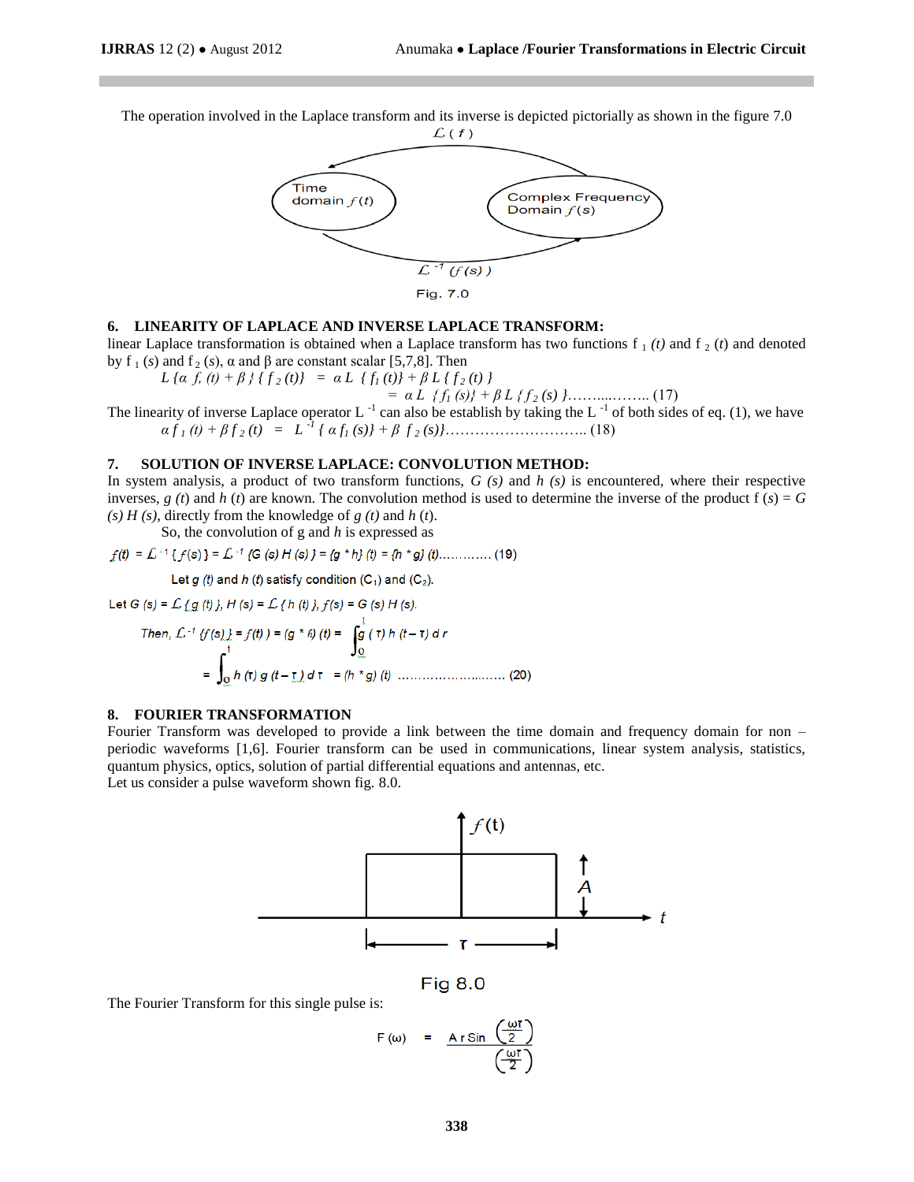The operation involved in the Laplace transform and its inverse is depicted pictorially as shown in the figure 7.0

Fig. 7.0

## 6. LINEARITY OF LAPLACE AND INVERSE LAPLACE TRANSFORM:

linear Laplace transformation is obtained when a Laplace transform has two functions $f_1(t)$ and $f_2(t)$ and denoted by $f_1(s)$ and $f_2(s)$, α and β are constant scalar [5,7,8]. Then

$$L\{\alpha f_1(t) + \beta\}\{f_2(t)\} = \alpha L\{f_1(t)\} + \beta L\{f_2(t)\}$$

$$= \alpha L\{f_1(s)\} + \beta L\{f_2(s)\} \quad (17)$$

The linearity of inverse Laplace operator $L^{-1}$ can also be establish by taking the $L^{-1}$ of both sides of eq. (1), we have

$$\alpha f_1(t) + \beta f_2(t) = L^{-1}\{\alpha f_1(s)\} + \beta f_2(s)\} \quad (18)$$

## 7. SOLUTION OF INVERSE LAPLACE: CONVOLUTION METHOD:

In system analysis, a product of two transform functions, $G(s)$ and $h(s)$ is encountered, where their respective inverses, $g(t)$ and $h(t)$ are known. The convolution method is used to determine the inverse of the product $f(s) = G(s)H(s)$, directly from the knowledge of $g(t)$ and $h(t)$.

So, the convolution of g and $h$ is expressed as

$$f(t) = \mathcal{L}^{-1}\{f(s)\} = \mathcal{L}^{-1}\{G(s)H(s)\} = (g * h)(t) = (h * g)(t) \quad (19)$$

Let $g(t)$ and $h(t)$ satisfy condition ($C_1$) and ($C_2$).

Let $G(s) = \mathcal{L}\{g(t)\}$, $H(s) = \mathcal{L}\{h(t)\}$, $f(s) = G(s)H(s)$.

$$\text{Then, } \mathcal{L}^{-1}\{f(s)\} = f(t) = (g * h)(t) = \int_0^t g(\tau)\, h(t-\tau)\, d\tau$$

$$= \int_0^t h(\tau)\, g(t-\tau)\, d\tau = (h * g)(t) \quad (20)$$

## 8. FOURIER TRANSFORMATION

Fourier Transform was developed to provide a link between the time domain and frequency domain for non – periodic waveforms [1,6]. Fourier transform can be used in communications, linear system analysis, statistics, quantum physics, optics, solution of partial differential equations and antennas, etc.

Let us consider a pulse waveform shown fig. 8.0.

Fig 8.0

The Fourier Transform for this single pulse is:

$$F(\omega) = \frac{A\, \tau \, \text{Sin}\left(\frac{\omega\tau}{2}\right)}{\left(\frac{\omega\tau}{2}\right)}$$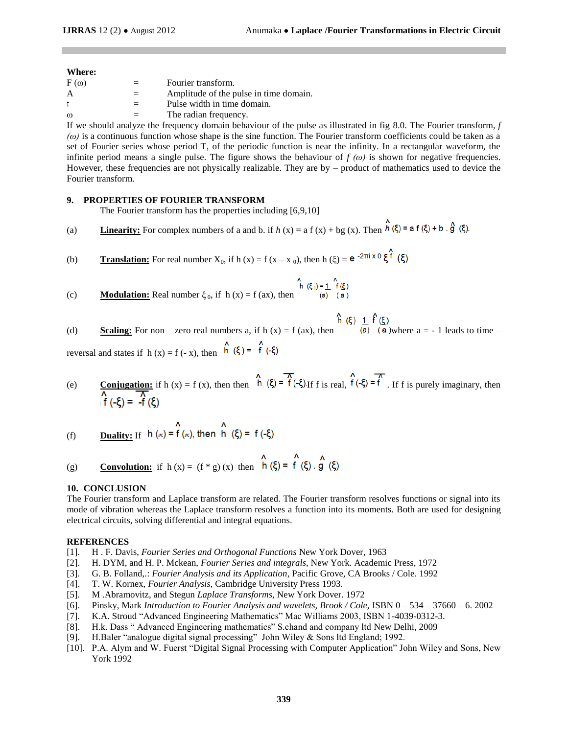**Where:**

| | | |
|---|---|---|
| F (ω) | = | Fourier transform. |
| A | = | Amplitude of the pulse in time domain. |
| ƭ | = | Pulse width in time domain. |
| ω | = | The radian frequency. |

If we should analyze the frequency domain behaviour of the pulse as illustrated in fig 8.0. The Fourier transform, *f (ω)* is a continuous function whose shape is the sine function. The Fourier transform coefficients could be taken as a set of Fourier series whose period T, of the periodic function is near the infinity. In a rectangular waveform, the infinite period means a single pulse. The figure shows the behaviour of *f (ω)* is shown for negative frequencies. However, these frequencies are not physically realizable. They are by – product of mathematics used to device the Fourier transform.

## 9. PROPERTIES OF FOURIER TRANSFORM

The Fourier transform has the properties including [6,9,10]

(a) **Linearity:** For complex numbers of a and b. if $h(x) = a f(x) + bg(x)$. Then $\hat{h}(\xi) = a f(\xi) + b . \hat{g}(\xi)$.

(b) **Translation:** For real number $X_0$, if $h(x) = f(x - x_0)$, then $h(\xi) = e^{-2\pi i x 0} \xi^{\hat{f}}(\xi)$

(c) **Modulation:** Real number $\xi_0$, if $h(x) = f(ax)$, then $\hat{h}(\xi_1) = \frac{1}{(a)} \frac{\hat{f}(\xi)}{(a)}$

(d) **Scaling:** For non – zero real numbers a, if $h(x) = f(ax)$, then $\hat{h}(\xi) \frac{1}{(a)} \frac{\hat{f}(\xi)}{(a)}$ where a = - 1 leads to time – reversal and states if $h(x) = f(-x)$, then $\hat{h}(\xi) = \hat{f}(-\xi)$

(e) **Conjugation:** if $h(x) = f(x)$, then then $\hat{h}(\xi) = \overline{\hat{f}}(-\xi)$. If f is real, $\hat{f}(-\xi) = \overline{\hat{f}}$. If f is purely imaginary, then $\hat{f}(-\xi) = -\overline{\hat{f}}(\xi)$

(f) **Duality:** If $h(x) = \hat{f}(x)$, then $\hat{h}(\xi) = f(-\xi)$

(g) **Convolution:** if $h(x) = (f * g)(x)$ then $\hat{h}(\xi) = \hat{f}(\xi) . \hat{g}(\xi)$

## 10. CONCLUSION

The Fourier transform and Laplace transform are related. The Fourier transform resolves functions or signal into its mode of vibration whereas the Laplace transform resolves a function into its moments. Both are used for designing electrical circuits, solving differential and integral equations.

## REFERENCES

[1]. H . F. Davis, *Fourier Series and Orthogonal Functions* New York Dover, 1963

[2]. H. DYM, and H. P. Mckean, *Fourier Series and integrals*, New York. Academic Press, 1972

[3]. G. B. Folland,.: *Fourier Analysis and its Application*, Pacific Grove, CA Brooks / Cole. 1992

[4]. T. W. Kornex, *Fourier Analysis*, Cambridge University Press 1993.

[5]. M .Abramovitz, and Stegun *Laplace Transforms*, New York Dover. 1972

[6]. Pinsky, Mark *Introduction to Fourier Analysis and wavelets, Brook / Cole*, ISBN 0 – 534 – 37660 – 6. 2002

[7]. K.A. Stroud "Advanced Engineering Mathematics" Mac Williams 2003, ISBN 1-4039-0312-3.

[8]. H.k. Dass " Advanced Engineering mathematics" S.chand and company ltd New Delhi, 2009

[9]. H.Baler "analogue digital signal processing" John Wiley & Sons ltd England; 1992.

[10]. P.A. Alym and W. Fuerst "Digital Signal Processing with Computer Application" John Wiley and Sons, New York 1992